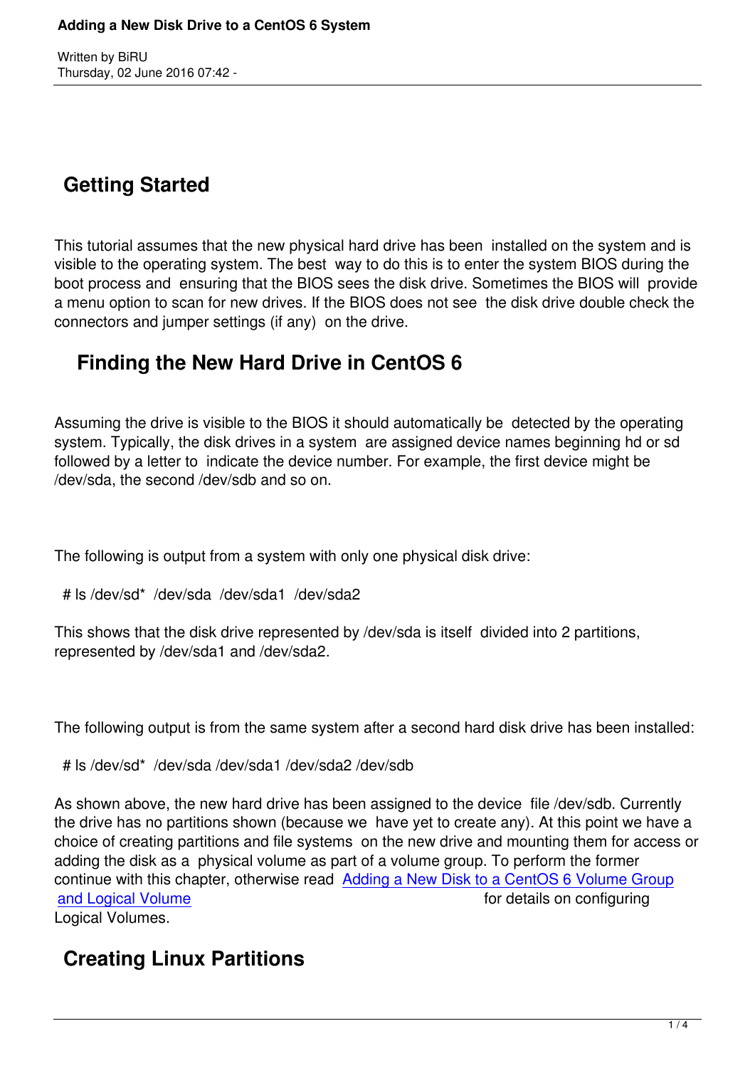# Adding a New Disk Drive to a CentOS 6 System

Written by BiRU
Thursday, 02 June 2016 07:42 -

## Getting Started

This tutorial assumes that the new physical hard drive has been installed on the system and is visible to the operating system. The best way to do this is to enter the system BIOS during the boot process and ensuring that the BIOS sees the disk drive. Sometimes the BIOS will provide a menu option to scan for new drives. If the BIOS does not see the disk drive double check the connectors and jumper settings (if any) on the drive.

## Finding the New Hard Drive in CentOS 6

Assuming the drive is visible to the BIOS it should automatically be detected by the operating system. Typically, the disk drives in a system are assigned device names beginning hd or sd followed by a letter to indicate the device number. For example, the first device might be /dev/sda, the second /dev/sdb and so on.

The following is output from a system with only one physical disk drive:

```
# ls /dev/sd*  /dev/sda  /dev/sda1  /dev/sda2
```

This shows that the disk drive represented by /dev/sda is itself divided into 2 partitions, represented by /dev/sda1 and /dev/sda2.

The following output is from the same system after a second hard disk drive has been installed:

```
# ls /dev/sd*  /dev/sda /dev/sda1 /dev/sda2 /dev/sdb
```

As shown above, the new hard drive has been assigned to the device file /dev/sdb. Currently the drive has no partitions shown (because we have yet to create any). At this point we have a choice of creating partitions and file systems on the new drive and mounting them for access or adding the disk as a physical volume as part of a volume group. To perform the former continue with this chapter, otherwise read Adding a New Disk to a CentOS 6 Volume Group and Logical Volume for details on configuring Logical Volumes.

## Creating Linux Partitions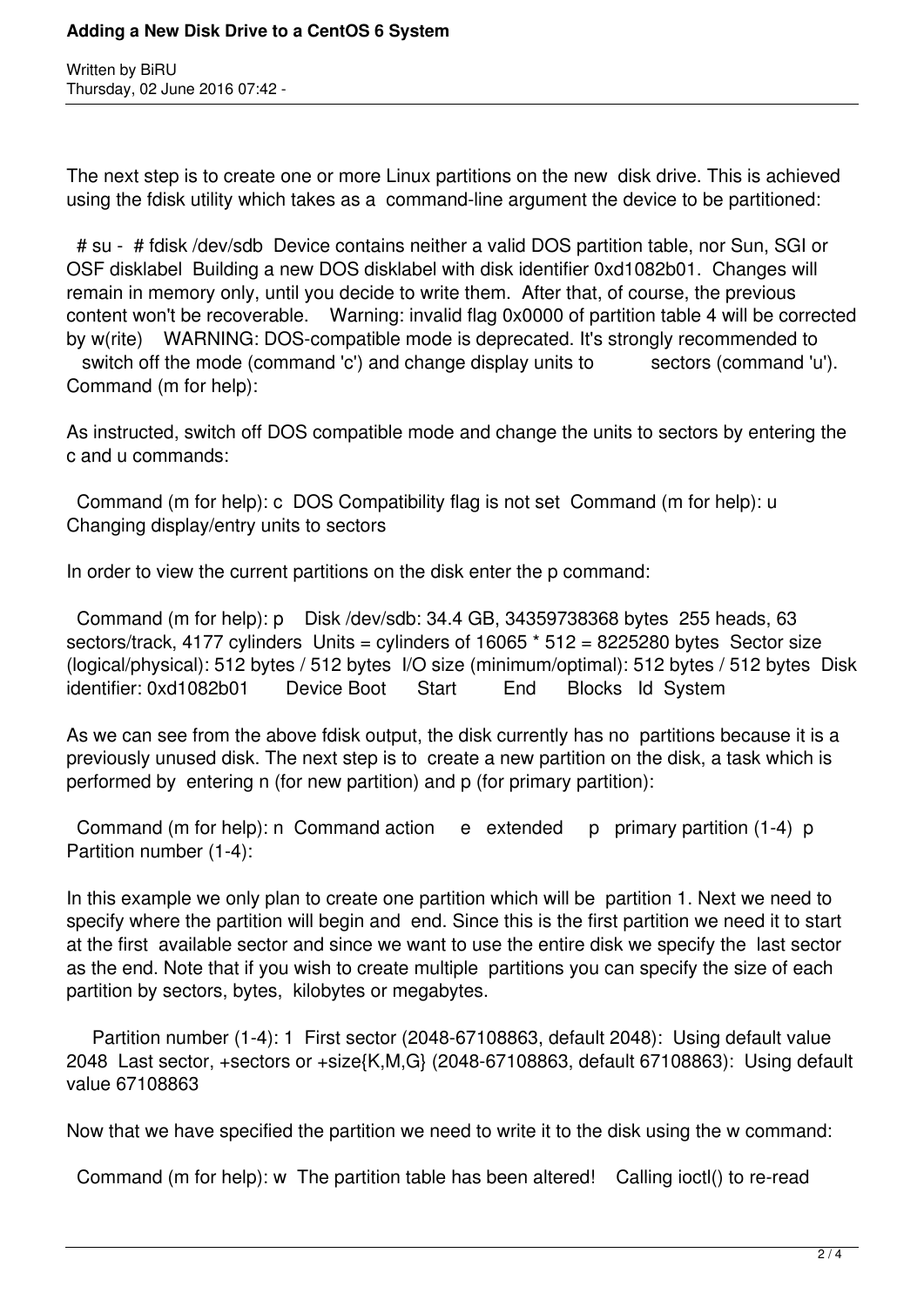The next step is to create one or more Linux partitions on the new disk drive. This is achieved using the fdisk utility which takes as a command-line argument the device to be partitioned:

```
# su -  # fdisk /dev/sdb  Device contains neither a valid DOS partition table, nor Sun, SGI or OSF disklabel  Building a new DOS disklabel with disk identifier 0xd1082b01.  Changes will remain in memory only, until you decide to write them.  After that, of course, the previous content won't be recoverable.    Warning: invalid flag 0x0000 of partition table 4 will be corrected by w(rite)    WARNING: DOS-compatible mode is deprecated. It's strongly recommended to
  switch off the mode (command 'c') and change display units to          sectors (command 'u').
Command (m for help):
```

As instructed, switch off DOS compatible mode and change the units to sectors by entering the c and u commands:

```
Command (m for help): c  DOS Compatibility flag is not set  Command (m for help): u
Changing display/entry units to sectors
```

In order to view the current partitions on the disk enter the p command:

```
Command (m for help): p    Disk /dev/sdb: 34.4 GB, 34359738368 bytes  255 heads, 63 sectors/track, 4177 cylinders  Units = cylinders of 16065 * 512 = 8225280 bytes  Sector size (logical/physical): 512 bytes / 512 bytes  I/O size (minimum/optimal): 512 bytes / 512 bytes  Disk identifier: 0xd1082b01       Device Boot      Start         End      Blocks   Id  System
```

As we can see from the above fdisk output, the disk currently has no partitions because it is a previously unused disk. The next step is to create a new partition on the disk, a task which is performed by entering n (for new partition) and p (for primary partition):

```
Command (m for help): n  Command action     e   extended     p   primary partition (1-4)  p
Partition number (1-4):
```

In this example we only plan to create one partition which will be partition 1. Next we need to specify where the partition will begin and end. Since this is the first partition we need it to start at the first available sector and since we want to use the entire disk we specify the last sector as the end. Note that if you wish to create multiple partitions you can specify the size of each partition by sectors, bytes, kilobytes or megabytes.

```
Partition number (1-4): 1  First sector (2048-67108863, default 2048):  Using default value 2048  Last sector, +sectors or +size{K,M,G} (2048-67108863, default 67108863):  Using default value 67108863
```

Now that we have specified the partition we need to write it to the disk using the w command:

```
Command (m for help): w  The partition table has been altered!    Calling ioctl() to re-read
```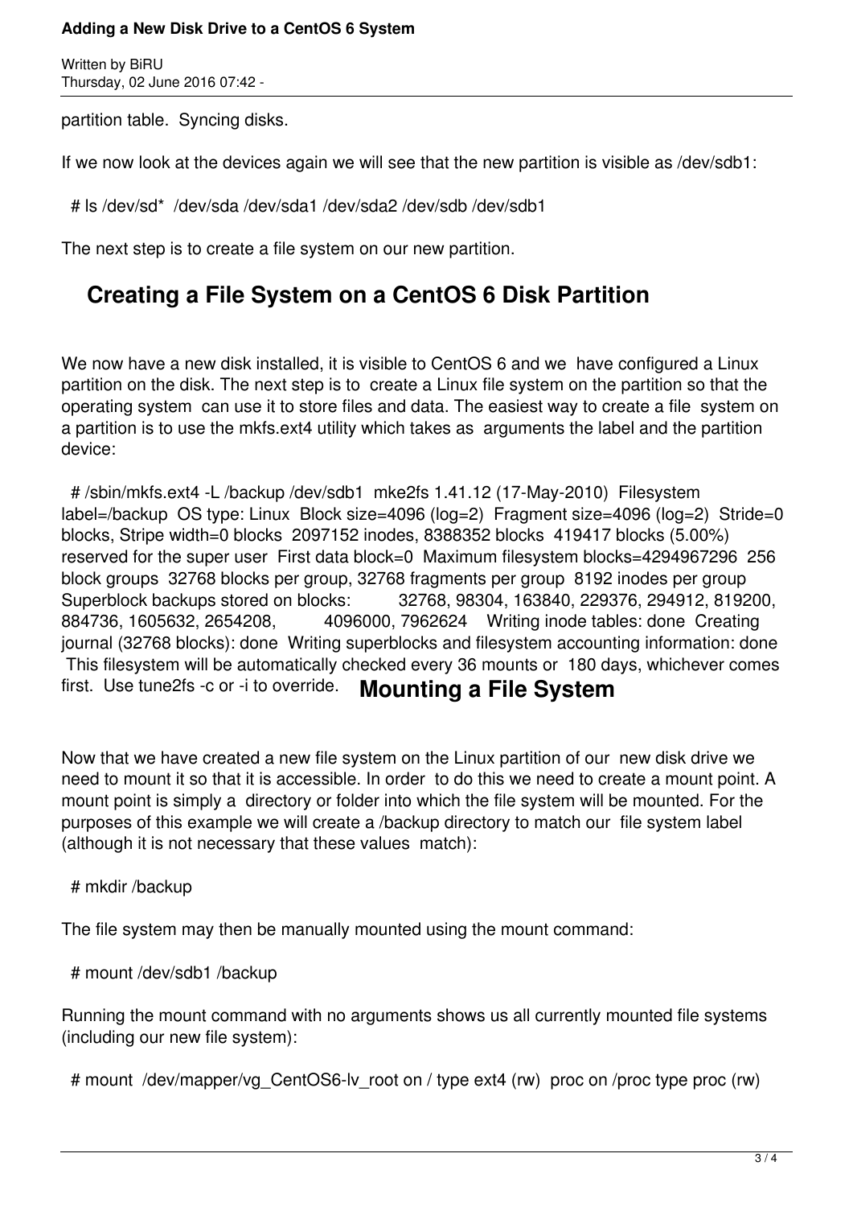partition table.  Syncing disks.

If we now look at the devices again we will see that the new partition is visible as /dev/sdb1:

```
# ls /dev/sd*  /dev/sda /dev/sda1 /dev/sda2 /dev/sdb /dev/sdb1
```

The next step is to create a file system on our new partition.

## Creating a File System on a CentOS 6 Disk Partition

We now have a new disk installed, it is visible to CentOS 6 and we have configured a Linux partition on the disk. The next step is to create a Linux file system on the partition so that the operating system can use it to store files and data. The easiest way to create a file system on a partition is to use the mkfs.ext4 utility which takes as arguments the label and the partition device:

```
# /sbin/mkfs.ext4 -L /backup /dev/sdb1  mke2fs 1.41.12 (17-May-2010)  Filesystem label=/backup  OS type: Linux  Block size=4096 (log=2)  Fragment size=4096 (log=2)  Stride=0 blocks, Stripe width=0 blocks  2097152 inodes, 8388352 blocks  419417 blocks (5.00%) reserved for the super user  First data block=0  Maximum filesystem blocks=4294967296  256 block groups  32768 blocks per group, 32768 fragments per group  8192 inodes per group  Superblock backups stored on blocks:         32768, 98304, 163840, 229376, 294912, 819200, 884736, 1605632, 2654208,         4096000, 7962624    Writing inode tables: done  Creating journal (32768 blocks): done  Writing superblocks and filesystem accounting information: done  This filesystem will be automatically checked every 36 mounts or  180 days, whichever comes first.  Use tune2fs -c or -i to override.
```

## Mounting a File System

Now that we have created a new file system on the Linux partition of our new disk drive we need to mount it so that it is accessible. In order to do this we need to create a mount point. A mount point is simply a directory or folder into which the file system will be mounted. For the purposes of this example we will create a /backup directory to match our file system label (although it is not necessary that these values match):

```
# mkdir /backup
```

The file system may then be manually mounted using the mount command:

```
# mount /dev/sdb1 /backup
```

Running the mount command with no arguments shows us all currently mounted file systems (including our new file system):

```
# mount  /dev/mapper/vg_CentOS6-lv_root on / type ext4 (rw)  proc on /proc type proc (rw)
```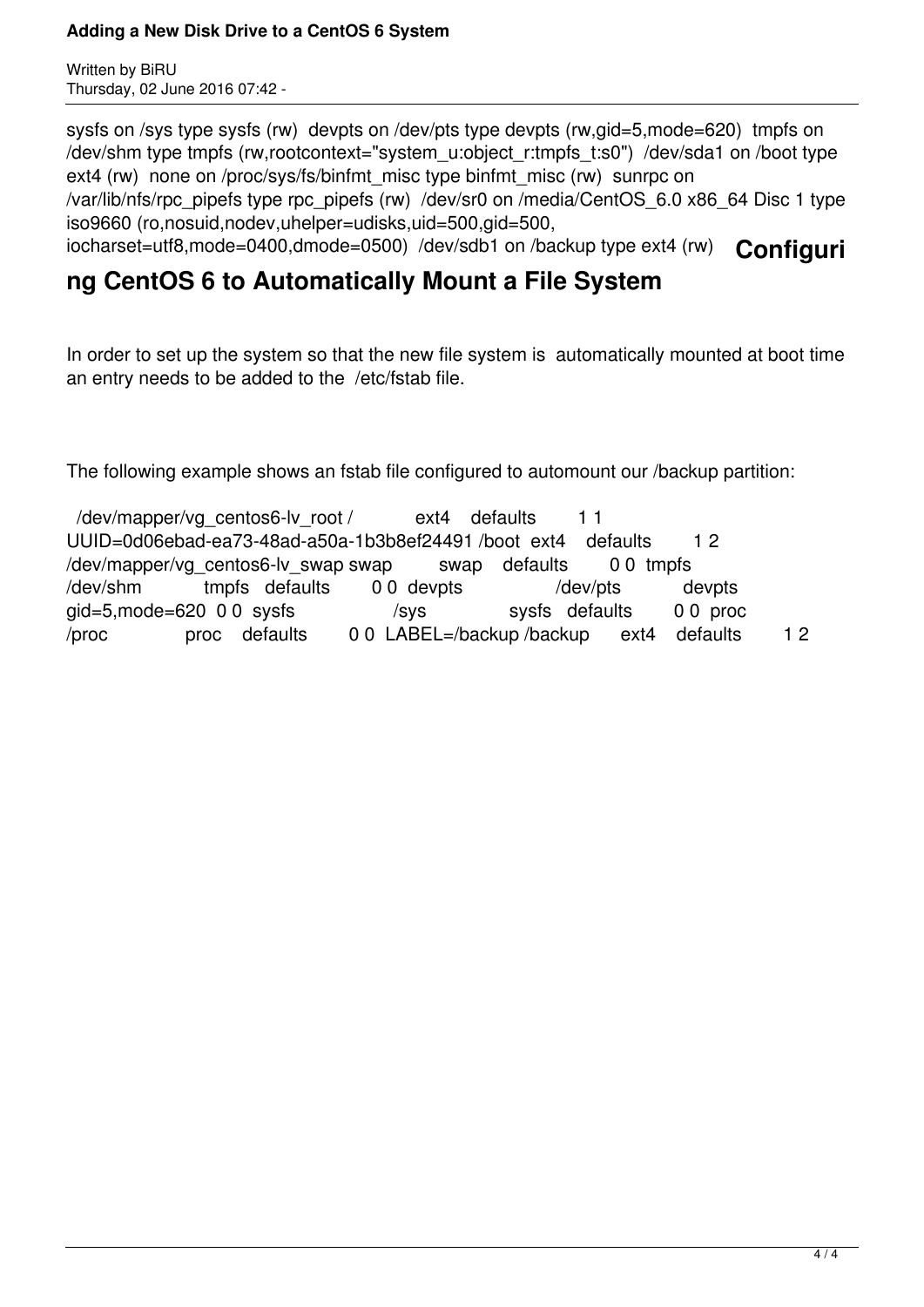sysfs on /sys type sysfs (rw) devpts on /dev/pts type devpts (rw,gid=5,mode=620) tmpfs on /dev/shm type tmpfs (rw,rootcontext="system_u:object_r:tmpfs_t:s0") /dev/sda1 on /boot type ext4 (rw) none on /proc/sys/fs/binfmt_misc type binfmt_misc (rw) sunrpc on /var/lib/nfs/rpc_pipefs type rpc_pipefs (rw) /dev/sr0 on /media/CentOS_6.0 x86_64 Disc 1 type iso9660 (ro,nosuid,nodev,uhelper=udisks,uid=500,gid=500, iocharset=utf8,mode=0400,dmode=0500) /dev/sdb1 on /backup type ext4 (rw)

## Configuring CentOS 6 to Automatically Mount a File System

In order to set up the system so that the new file system is automatically mounted at boot time an entry needs to be added to the /etc/fstab file.

The following example shows an fstab file configured to automount our /backup partition:

/dev/mapper/vg_centos6-lv_root / ext4 defaults 1 1 UUID=0d06ebad-ea73-48ad-a50a-1b3b8ef24491 /boot ext4 defaults 1 2 /dev/mapper/vg_centos6-lv_swap swap swap defaults 0 0 tmpfs /dev/shm tmpfs defaults 0 0 devpts /dev/pts devpts gid=5,mode=620 0 0 sysfs /sys sysfs defaults 0 0 proc /proc proc defaults 0 0 LABEL=/backup /backup ext4 defaults 1 2